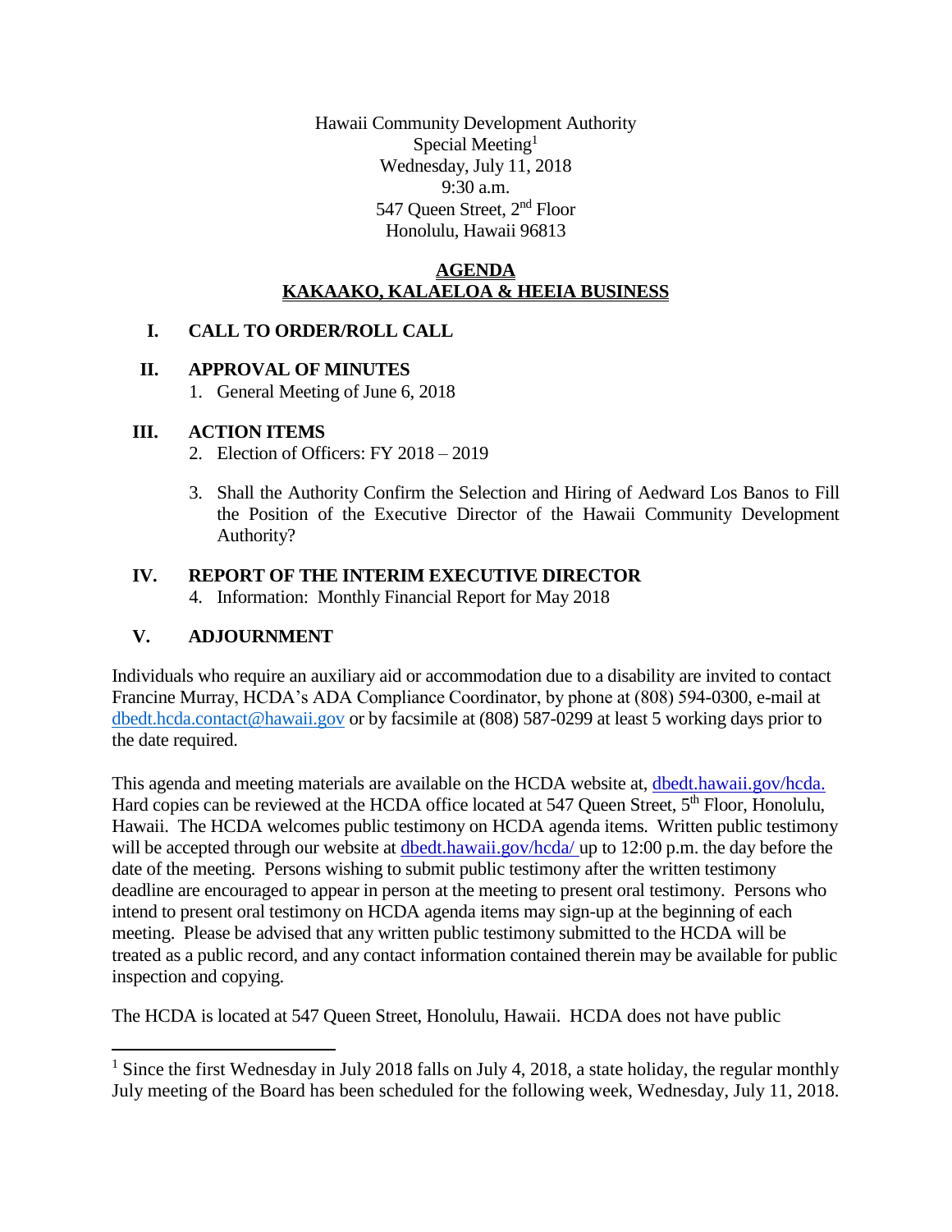Hawaii Community Development Authority
Special Meeting[1]
Wednesday, July 11, 2018
9:30 a.m.
547 Queen Street, 2nd Floor
Honolulu, Hawaii 96813

## AGENDA
## KAKAAKO, KALAELOA & HEEIA BUSINESS

### I. CALL TO ORDER/ROLL CALL

### II. APPROVAL OF MINUTES

1. General Meeting of June 6, 2018

### III. ACTION ITEMS

2. Election of Officers: FY 2018 – 2019
3. Shall the Authority Confirm the Selection and Hiring of Aedward Los Banos to Fill the Position of the Executive Director of the Hawaii Community Development Authority?

### IV. REPORT OF THE INTERIM EXECUTIVE DIRECTOR

4. Information: Monthly Financial Report for May 2018

### V. ADJOURNMENT

Individuals who require an auxiliary aid or accommodation due to a disability are invited to contact Francine Murray, HCDA's ADA Compliance Coordinator, by phone at (808) 594-0300, e-mail at dbedt.hcda.contact@hawaii.gov or by facsimile at (808) 587-0299 at least 5 working days prior to the date required.

This agenda and meeting materials are available on the HCDA website at, dbedt.hawaii.gov/hcda. Hard copies can be reviewed at the HCDA office located at 547 Queen Street, 5th Floor, Honolulu, Hawaii. The HCDA welcomes public testimony on HCDA agenda items. Written public testimony will be accepted through our website at dbedt.hawaii.gov/hcda/ up to 12:00 p.m. the day before the date of the meeting. Persons wishing to submit public testimony after the written testimony deadline are encouraged to appear in person at the meeting to present oral testimony. Persons who intend to present oral testimony on HCDA agenda items may sign-up at the beginning of each meeting. Please be advised that any written public testimony submitted to the HCDA will be treated as a public record, and any contact information contained therein may be available for public inspection and copying.

The HCDA is located at 547 Queen Street, Honolulu, Hawaii. HCDA does not have public

[1] Since the first Wednesday in July 2018 falls on July 4, 2018, a state holiday, the regular monthly July meeting of the Board has been scheduled for the following week, Wednesday, July 11, 2018.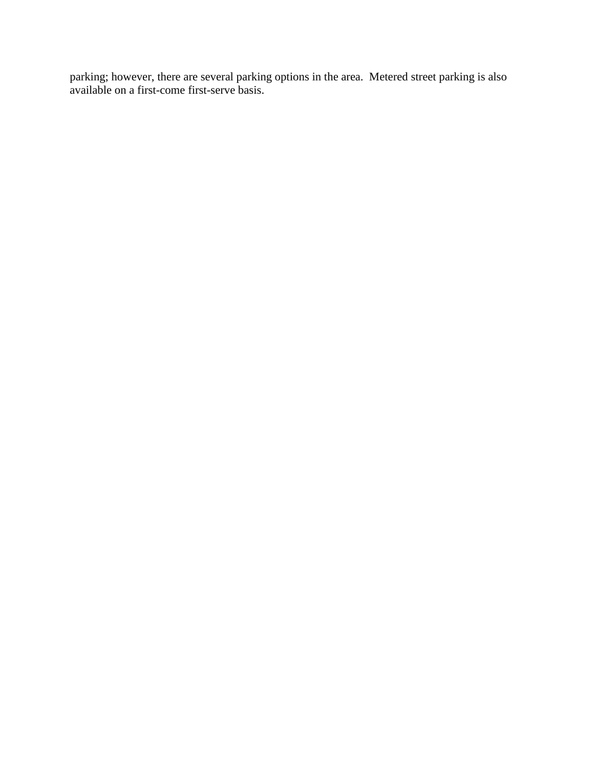parking; however, there are several parking options in the area.  Metered street parking is also available on a first-come first-serve basis.